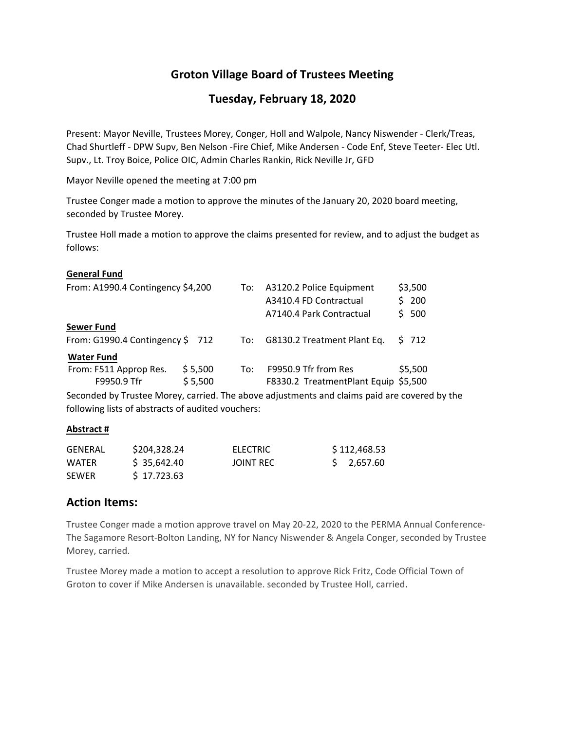## Groton Village Board of Trustees Meeting

## Tuesday, February 18, 2020

Present: Mayor Neville, Trustees Morey, Conger, Holl and Walpole, Nancy Niswender - Clerk/Treas, Chad Shurtleff - DPW Supv, Ben Nelson -Fire Chief, Mike Andersen - Code Enf, Steve Teeter- Elec Utl. Supv., Lt. Troy Boice, Police OIC, Admin Charles Rankin, Rick Neville Jr, GFD

Mayor Neville opened the meeting at 7:00 pm

Trustee Conger made a motion to approve the minutes of the January 20, 2020 board meeting, seconded by Trustee Morey.

Trustee Holl made a motion to approve the claims presented for review, and to adjust the budget as follows:

**General Fund**

| From: | | To: | | |
|---|---|---|---|---|
| A1990.4 Contingency | $4,200 | To: | A3120.2 Police Equipment | $3,500 |
| | | | A3410.4 FD Contractual | $ 200 |
| | | | A7140.4 Park Contractual | $ 500 |

**Sewer Fund**

| From: | | To: | | |
|---|---|---|---|---|
| G1990.4 Contingency | $ 712 | To: | G8130.2 Treatment Plant Eq. | $ 712 |

**Water Fund**

| From: | | To: | | |
|---|---|---|---|---|
| F511 Approp Res. | $ 5,500 | To: | F9950.9 Tfr from Res | $5,500 |
| F9950.9 Tfr | $ 5,500 | | F8330.2 TreatmentPlant Equip | $5,500 |

Seconded by Trustee Morey, carried. The above adjustments and claims paid are covered by the following lists of abstracts of audited vouchers:

**Abstract #**

| | | | |
|---|---|---|---|
| GENERAL | $204,328.24 | ELECTRIC | $ 112,468.53 |
| WATER | $ 35,642.40 | JOINT REC | $ 2,657.60 |
| SEWER | $ 17.723.63 | | |

## Action Items:

Trustee Conger made a motion approve travel on May 20-22, 2020 to the PERMA Annual Conference- The Sagamore Resort-Bolton Landing, NY for Nancy Niswender & Angela Conger, seconded by Trustee Morey, carried.

Trustee Morey made a motion to accept a resolution to approve Rick Fritz, Code Official Town of Groton to cover if Mike Andersen is unavailable. seconded by Trustee Holl, carried.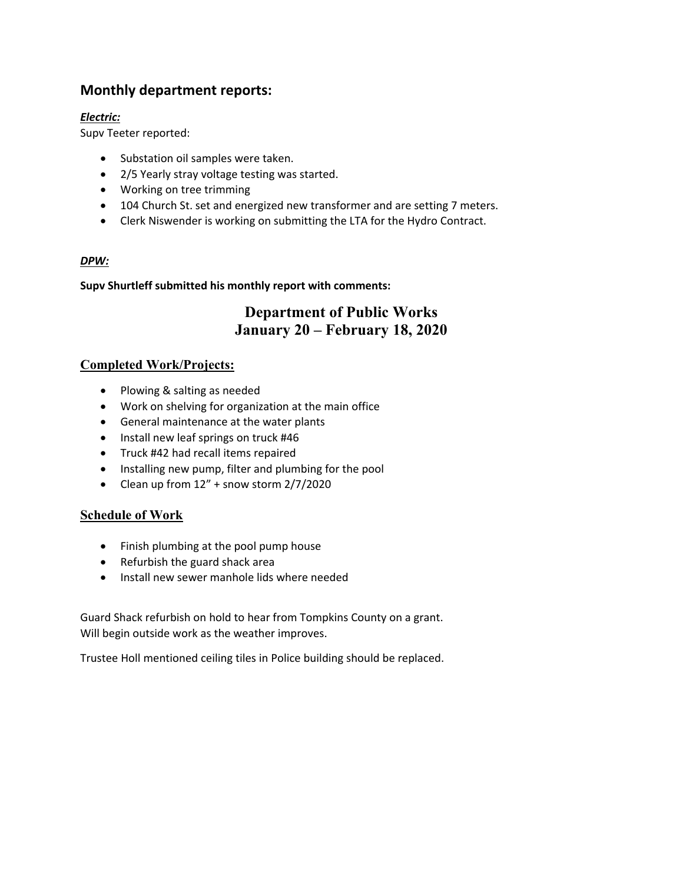## Monthly department reports:

***Electric:***

Supv Teeter reported:

- Substation oil samples were taken.
- 2/5 Yearly stray voltage testing was started.
- Working on tree trimming
- 104 Church St. set and energized new transformer and are setting 7 meters.
- Clerk Niswender is working on submitting the LTA for the Hydro Contract.

***DPW:***

**Supv Shurtleff submitted his monthly report with comments:**

# Department of Public Works
# January 20 – February 18, 2020

### Completed Work/Projects:

- Plowing & salting as needed
- Work on shelving for organization at the main office
- General maintenance at the water plants
- Install new leaf springs on truck #46
- Truck #42 had recall items repaired
- Installing new pump, filter and plumbing for the pool
- Clean up from 12" + snow storm 2/7/2020

### Schedule of Work

- Finish plumbing at the pool pump house
- Refurbish the guard shack area
- Install new sewer manhole lids where needed

Guard Shack refurbish on hold to hear from Tompkins County on a grant.
Will begin outside work as the weather improves.

Trustee Holl mentioned ceiling tiles in Police building should be replaced.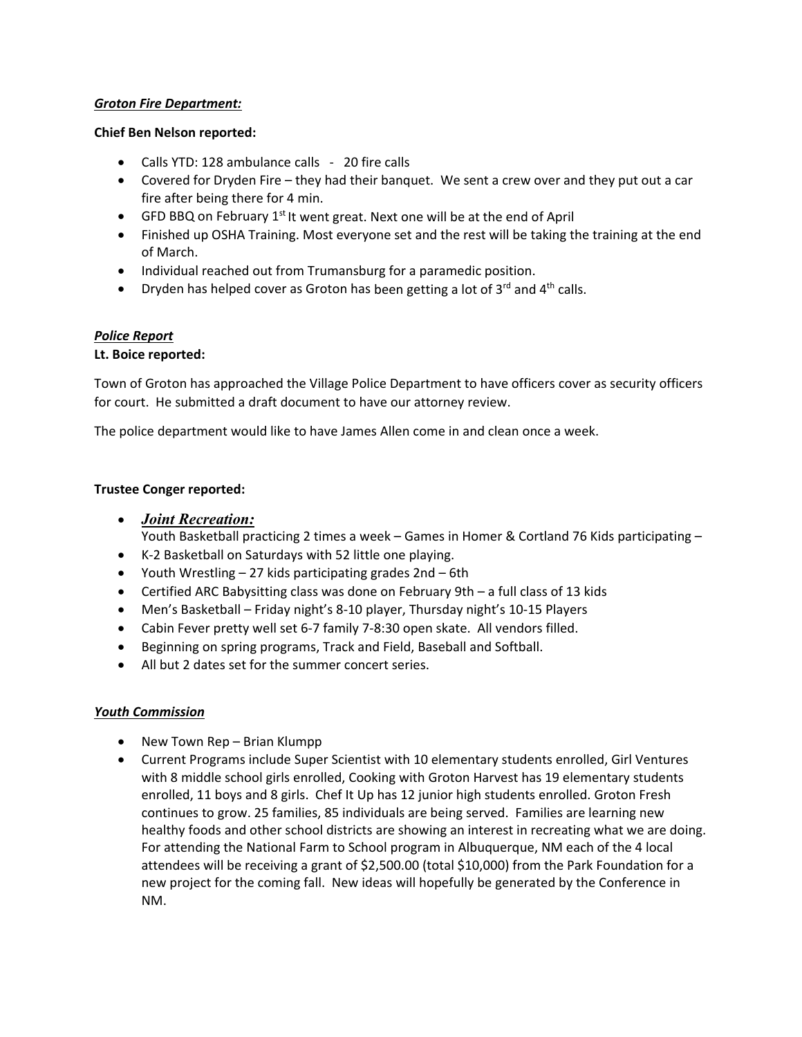***Groton Fire Department:***

**Chief Ben Nelson reported:**

- Calls YTD: 128 ambulance calls - 20 fire calls
- Covered for Dryden Fire – they had their banquet. We sent a crew over and they put out a car fire after being there for 4 min.
- GFD BBQ on February 1st It went great. Next one will be at the end of April
- Finished up OSHA Training. Most everyone set and the rest will be taking the training at the end of March.
- Individual reached out from Trumansburg for a paramedic position.
- Dryden has helped cover as Groton has been getting a lot of 3rd and 4th calls.

***Police Report***

**Lt. Boice reported:**

Town of Groton has approached the Village Police Department to have officers cover as security officers for court. He submitted a draft document to have our attorney review.

The police department would like to have James Allen come in and clean once a week.

**Trustee Conger reported:**

- ***Joint Recreation:***
  Youth Basketball practicing 2 times a week – Games in Homer & Cortland 76 Kids participating –
- K-2 Basketball on Saturdays with 52 little one playing.
- Youth Wrestling – 27 kids participating grades 2nd – 6th
- Certified ARC Babysitting class was done on February 9th – a full class of 13 kids
- Men's Basketball – Friday night's 8-10 player, Thursday night's 10-15 Players
- Cabin Fever pretty well set 6-7 family 7-8:30 open skate. All vendors filled.
- Beginning on spring programs, Track and Field, Baseball and Softball.
- All but 2 dates set for the summer concert series.

***Youth Commission***

- New Town Rep – Brian Klumpp
- Current Programs include Super Scientist with 10 elementary students enrolled, Girl Ventures with 8 middle school girls enrolled, Cooking with Groton Harvest has 19 elementary students enrolled, 11 boys and 8 girls. Chef It Up has 12 junior high students enrolled. Groton Fresh continues to grow. 25 families, 85 individuals are being served. Families are learning new healthy foods and other school districts are showing an interest in recreating what we are doing. For attending the National Farm to School program in Albuquerque, NM each of the 4 local attendees will be receiving a grant of $2,500.00 (total $10,000) from the Park Foundation for a new project for the coming fall. New ideas will hopefully be generated by the Conference in NM.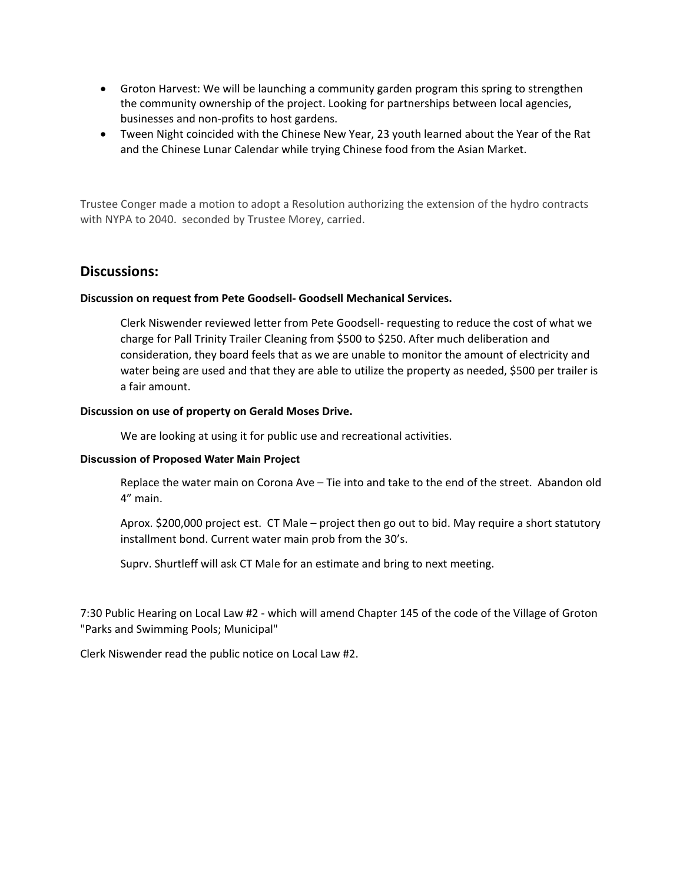- Groton Harvest: We will be launching a community garden program this spring to strengthen the community ownership of the project. Looking for partnerships between local agencies, businesses and non-profits to host gardens.
- Tween Night coincided with the Chinese New Year, 23 youth learned about the Year of the Rat and the Chinese Lunar Calendar while trying Chinese food from the Asian Market.

Trustee Conger made a motion to adopt a Resolution authorizing the extension of the hydro contracts with NYPA to 2040. seconded by Trustee Morey, carried.

## Discussions:

**Discussion on request from Pete Goodsell- Goodsell Mechanical Services.**

Clerk Niswender reviewed letter from Pete Goodsell- requesting to reduce the cost of what we charge for Pall Trinity Trailer Cleaning from $500 to $250. After much deliberation and consideration, they board feels that as we are unable to monitor the amount of electricity and water being are used and that they are able to utilize the property as needed, $500 per trailer is a fair amount.

**Discussion on use of property on Gerald Moses Drive.**

We are looking at using it for public use and recreational activities.

**Discussion of Proposed Water Main Project**

Replace the water main on Corona Ave – Tie into and take to the end of the street. Abandon old 4" main.

Aprox. $200,000 project est. CT Male – project then go out to bid. May require a short statutory installment bond. Current water main prob from the 30's.

Suprv. Shurtleff will ask CT Male for an estimate and bring to next meeting.

7:30 Public Hearing on Local Law #2 - which will amend Chapter 145 of the code of the Village of Groton "Parks and Swimming Pools; Municipal"

Clerk Niswender read the public notice on Local Law #2.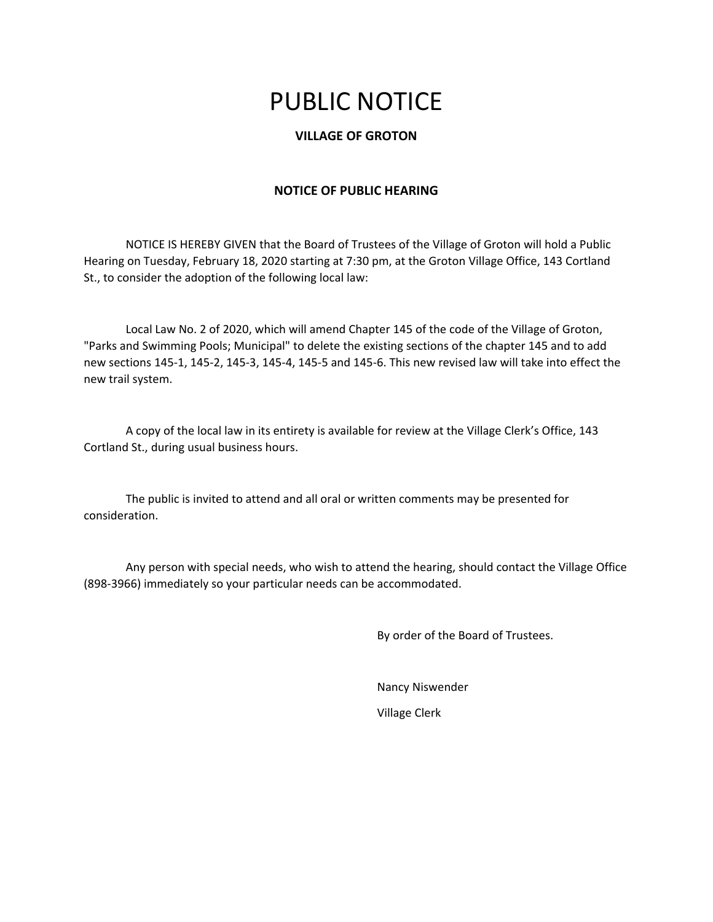# PUBLIC NOTICE

**VILLAGE OF GROTON**

**NOTICE OF PUBLIC HEARING**

NOTICE IS HEREBY GIVEN that the Board of Trustees of the Village of Groton will hold a Public Hearing on Tuesday, February 18, 2020 starting at 7:30 pm, at the Groton Village Office, 143 Cortland St., to consider the adoption of the following local law:

Local Law No. 2 of 2020, which will amend Chapter 145 of the code of the Village of Groton, "Parks and Swimming Pools; Municipal" to delete the existing sections of the chapter 145 and to add new sections 145-1, 145-2, 145-3, 145-4, 145-5 and 145-6. This new revised law will take into effect the new trail system.

A copy of the local law in its entirety is available for review at the Village Clerk's Office, 143 Cortland St., during usual business hours.

The public is invited to attend and all oral or written comments may be presented for consideration.

Any person with special needs, who wish to attend the hearing, should contact the Village Office (898-3966) immediately so your particular needs can be accommodated.

By order of the Board of Trustees.

Nancy Niswender

Village Clerk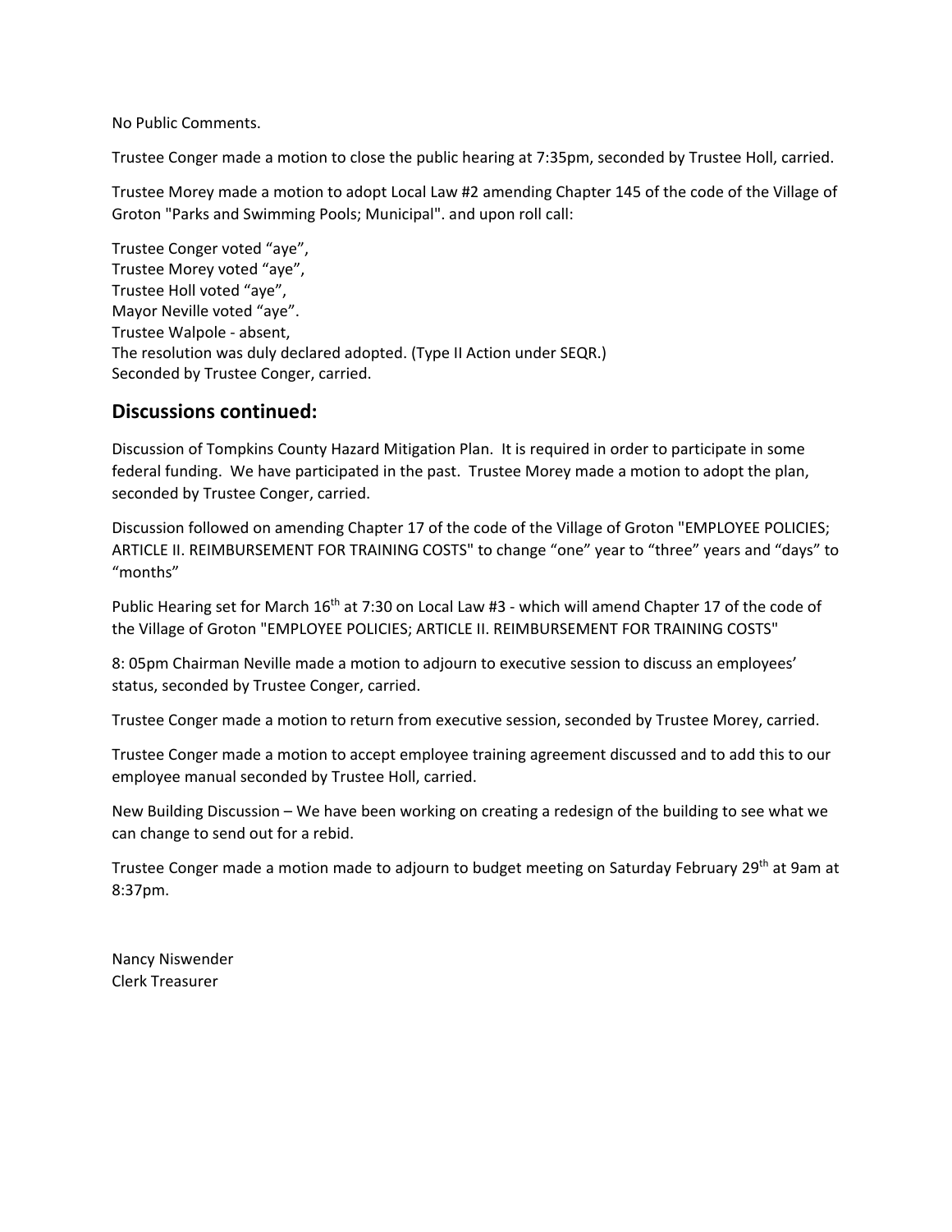No Public Comments.

Trustee Conger made a motion to close the public hearing at 7:35pm, seconded by Trustee Holl, carried.

Trustee Morey made a motion to adopt Local Law #2 amending Chapter 145 of the code of the Village of Groton "Parks and Swimming Pools; Municipal". and upon roll call:

Trustee Conger voted “aye”,  
Trustee Morey voted “aye”,  
Trustee Holl voted “aye”,  
Mayor Neville voted “aye”.  
Trustee Walpole - absent,  
The resolution was duly declared adopted. (Type II Action under SEQR.)  
Seconded by Trustee Conger, carried.

## Discussions continued:

Discussion of Tompkins County Hazard Mitigation Plan. It is required in order to participate in some federal funding. We have participated in the past. Trustee Morey made a motion to adopt the plan, seconded by Trustee Conger, carried.

Discussion followed on amending Chapter 17 of the code of the Village of Groton "EMPLOYEE POLICIES; ARTICLE II. REIMBURSEMENT FOR TRAINING COSTS" to change “one” year to “three” years and “days” to “months”

Public Hearing set for March 16th at 7:30 on Local Law #3 - which will amend Chapter 17 of the code of the Village of Groton "EMPLOYEE POLICIES; ARTICLE II. REIMBURSEMENT FOR TRAINING COSTS"

8: 05pm Chairman Neville made a motion to adjourn to executive session to discuss an employees’ status, seconded by Trustee Conger, carried.

Trustee Conger made a motion to return from executive session, seconded by Trustee Morey, carried.

Trustee Conger made a motion to accept employee training agreement discussed and to add this to our employee manual seconded by Trustee Holl, carried.

New Building Discussion – We have been working on creating a redesign of the building to see what we can change to send out for a rebid.

Trustee Conger made a motion made to adjourn to budget meeting on Saturday February 29th at 9am at 8:37pm.

Nancy Niswender  
Clerk Treasurer